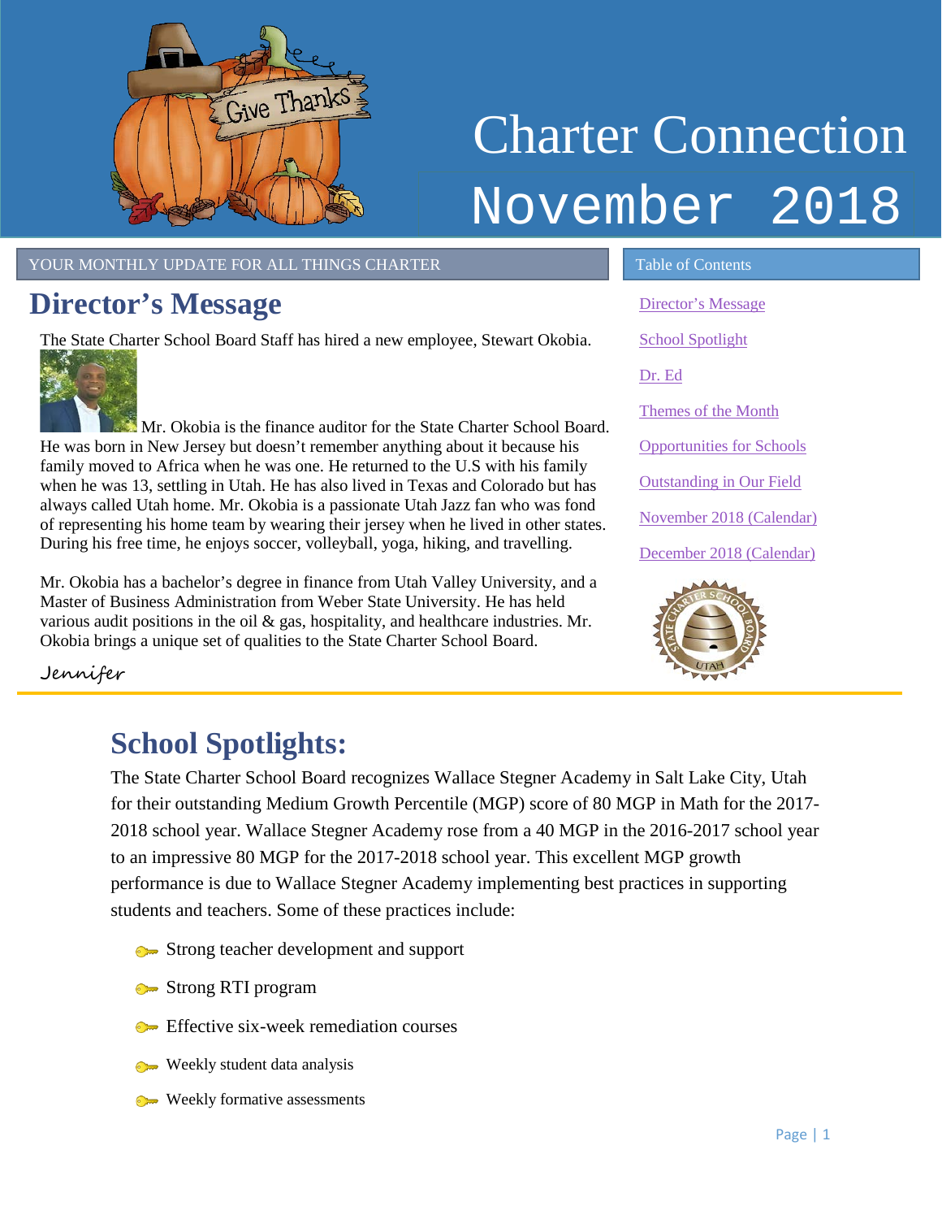# Charter Connection November 2018

YOUR MONTHLY UPDATE FOR ALL THINGS CHARTER

## Director's Message

The State Charter School Board Staff has hired a new employee, Stewart Okobia. Mr. Okobia is the finance auditor for the State Charter School Board. He was born in New Jersey but doesn't remember anything about it because his family moved to Africa when he was one. He returned to the U.S with his family when he was 13, settling in Utah. He has also lived in Texas and Colorado but has always called Utah home. Mr. Okobia is a passionate Utah Jazz fan who was fond of representing his home team by wearing their jersey when he lived in other states. During his free time, he enjoys soccer, volleyball, yoga, hiking, and travelling.

Mr. Okobia has a bachelor's degree in finance from Utah Valley University, and a Master of Business Administration from Weber State University. He has held various audit positions in the oil & gas, hospitality, and healthcare industries. Mr. Okobia brings a unique set of qualities to the State Charter School Board.

Jennifer

**Table of Contents**

- Director's Message
- School Spotlight
- Dr. Ed
- Themes of the Month
- Opportunities for Schools
- Outstanding in Our Field
- November 2018 (Calendar)
- December 2018 (Calendar)

## School Spotlights:

The State Charter School Board recognizes Wallace Stegner Academy in Salt Lake City, Utah for their outstanding Medium Growth Percentile (MGP) score of 80 MGP in Math for the 2017-2018 school year. Wallace Stegner Academy rose from a 40 MGP in the 2016-2017 school year to an impressive 80 MGP for the 2017-2018 school year. This excellent MGP growth performance is due to Wallace Stegner Academy implementing best practices in supporting students and teachers. Some of these practices include:

- Strong teacher development and support
- Strong RTI program
- Effective six-week remediation courses
- Weekly student data analysis
- Weekly formative assessments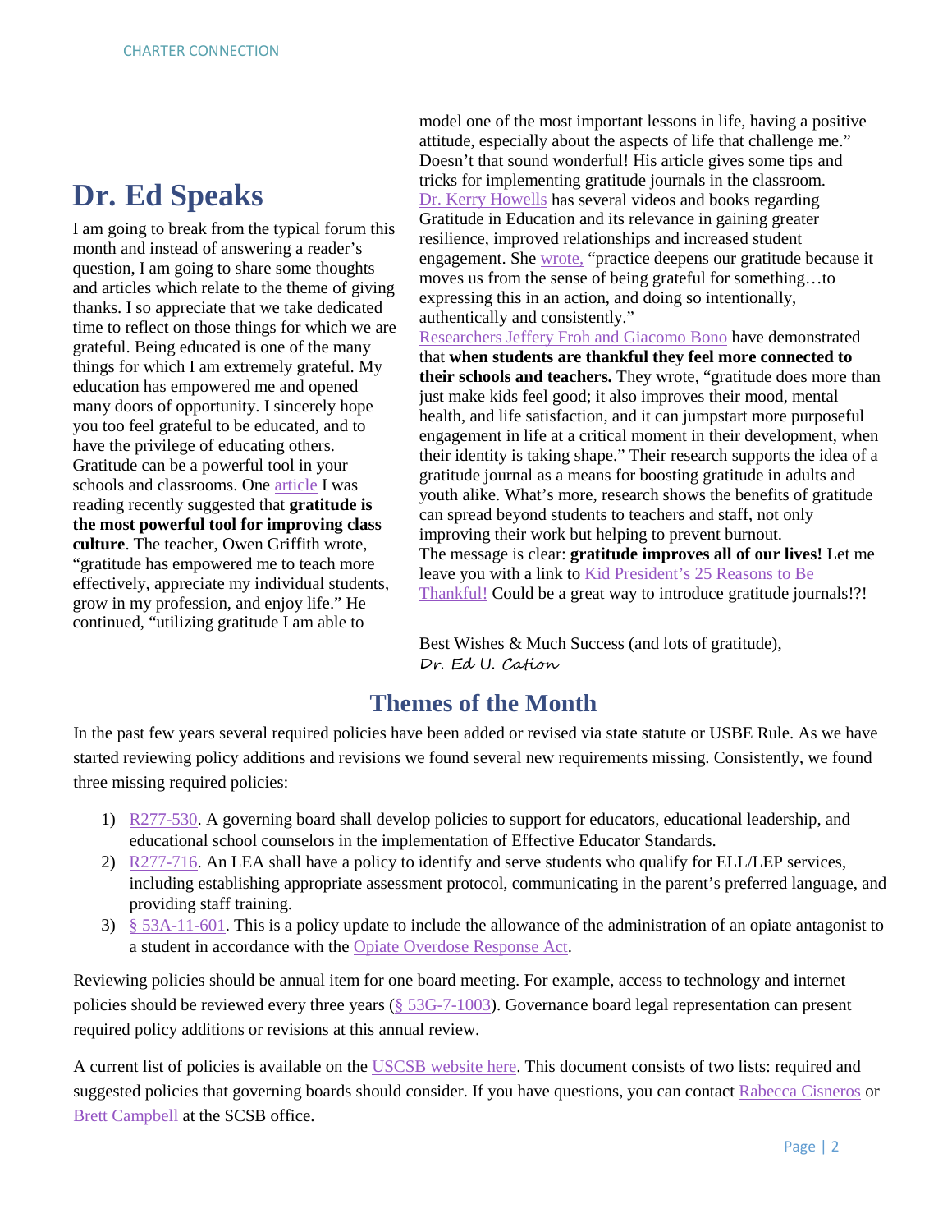## Dr. Ed Speaks

I am going to break from the typical forum this month and instead of answering a reader's question, I am going to share some thoughts and articles which relate to the theme of giving thanks. I so appreciate that we take dedicated time to reflect on those things for which we are grateful. Being educated is one of the many things for which I am extremely grateful. My education has empowered me and opened many doors of opportunity. I sincerely hope you too feel grateful to be educated, and to have the privilege of educating others. Gratitude can be a powerful tool in your schools and classrooms. One article I was reading recently suggested that **gratitude is the most powerful tool for improving class culture**. The teacher, Owen Griffith wrote, "gratitude has empowered me to teach more effectively, appreciate my individual students, grow in my profession, and enjoy life." He continued, "utilizing gratitude I am able to model one of the most important lessons in life, having a positive attitude, especially about the aspects of life that challenge me." Doesn't that sound wonderful! His article gives some tips and tricks for implementing gratitude journals in the classroom. Dr. Kerry Howells has several videos and books regarding Gratitude in Education and its relevance in gaining greater resilience, improved relationships and increased student engagement. She wrote, "practice deepens our gratitude because it moves us from the sense of being grateful for something…to expressing this in an action, and doing so intentionally, authentically and consistently." Researchers Jeffery Froh and Giacomo Bono have demonstrated that **when students are thankful they feel more connected to their schools and teachers.** They wrote, "gratitude does more than just make kids feel good; it also improves their mood, mental health, and life satisfaction, and it can jumpstart more purposeful engagement in life at a critical moment in their development, when their identity is taking shape." Their research supports the idea of a gratitude journal as a means for boosting gratitude in adults and youth alike. What's more, research shows the benefits of gratitude can spread beyond students to teachers and staff, not only improving their work but helping to prevent burnout. The message is clear: **gratitude improves all of our lives!** Let me leave you with a link to Kid President's 25 Reasons to Be Thankful! Could be a great way to introduce gratitude journals!?!

Best Wishes & Much Success (and lots of gratitude),
*Dr. Ed U. Cation*

## Themes of the Month

In the past few years several required policies have been added or revised via state statute or USBE Rule. As we have started reviewing policy additions and revisions we found several new requirements missing. Consistently, we found three missing required policies:

1) R277-530. A governing board shall develop policies to support for educators, educational leadership, and educational school counselors in the implementation of Effective Educator Standards.
2) R277-716. An LEA shall have a policy to identify and serve students who qualify for ELL/LEP services, including establishing appropriate assessment protocol, communicating in the parent's preferred language, and providing staff training.
3) § 53A-11-601. This is a policy update to include the allowance of the administration of an opiate antagonist to a student in accordance with the Opiate Overdose Response Act.

Reviewing policies should be annual item for one board meeting. For example, access to technology and internet policies should be reviewed every three years (§ 53G-7-1003). Governance board legal representation can present required policy additions or revisions at this annual review.

A current list of policies is available on the USCSB website here. This document consists of two lists: required and suggested policies that governing boards should consider. If you have questions, you can contact Rabecca Cisneros or Brett Campbell at the SCSB office.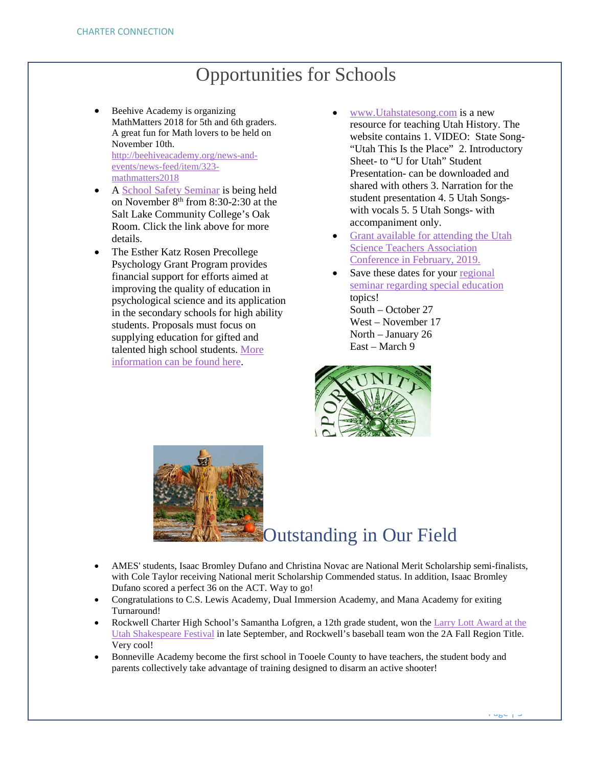# Opportunities for Schools

- Beehive Academy is organizing MathMatters 2018 for 5th and 6th graders. A great fun for Math lovers to be held on November 10th. http://beehiveacademy.org/news-and-events/news-feed/item/323-mathmatters2018
- A School Safety Seminar is being held on November 8th from 8:30-2:30 at the Salt Lake Community College's Oak Room. Click the link above for more details.
- The Esther Katz Rosen Precollege Psychology Grant Program provides financial support for efforts aimed at improving the quality of education in psychological science and its application in the secondary schools for high ability students. Proposals must focus on supplying education for gifted and talented high school students. More information can be found here.
- www.Utahstatesong.com is a new resource for teaching Utah History. The website contains 1. VIDEO: State Song- "Utah This Is the Place" 2. Introductory Sheet- to "U for Utah" Student Presentation- can be downloaded and shared with others 3. Narration for the student presentation 4. 5 Utah Songs- with vocals 5. 5 Utah Songs- with accompaniment only.
- Grant available for attending the Utah Science Teachers Association Conference in February, 2019.
- Save these dates for your regional seminar regarding special education topics!
  South – October 27
  West – November 17
  North – January 26
  East – March 9

# Outstanding in Our Field

- AMES' students, Isaac Bromley Dufano and Christina Novac are National Merit Scholarship semi-finalists, with Cole Taylor receiving National merit Scholarship Commended status. In addition, Isaac Bromley Dufano scored a perfect 36 on the ACT. Way to go!
- Congratulations to C.S. Lewis Academy, Dual Immersion Academy, and Mana Academy for exiting Turnaround!
- Rockwell Charter High School's Samantha Lofgren, a 12th grade student, won the Larry Lott Award at the Utah Shakespeare Festival in late September, and Rockwell's baseball team won the 2A Fall Region Title. Very cool!
- Bonneville Academy become the first school in Tooele County to have teachers, the student body and parents collectively take advantage of training designed to disarm an active shooter!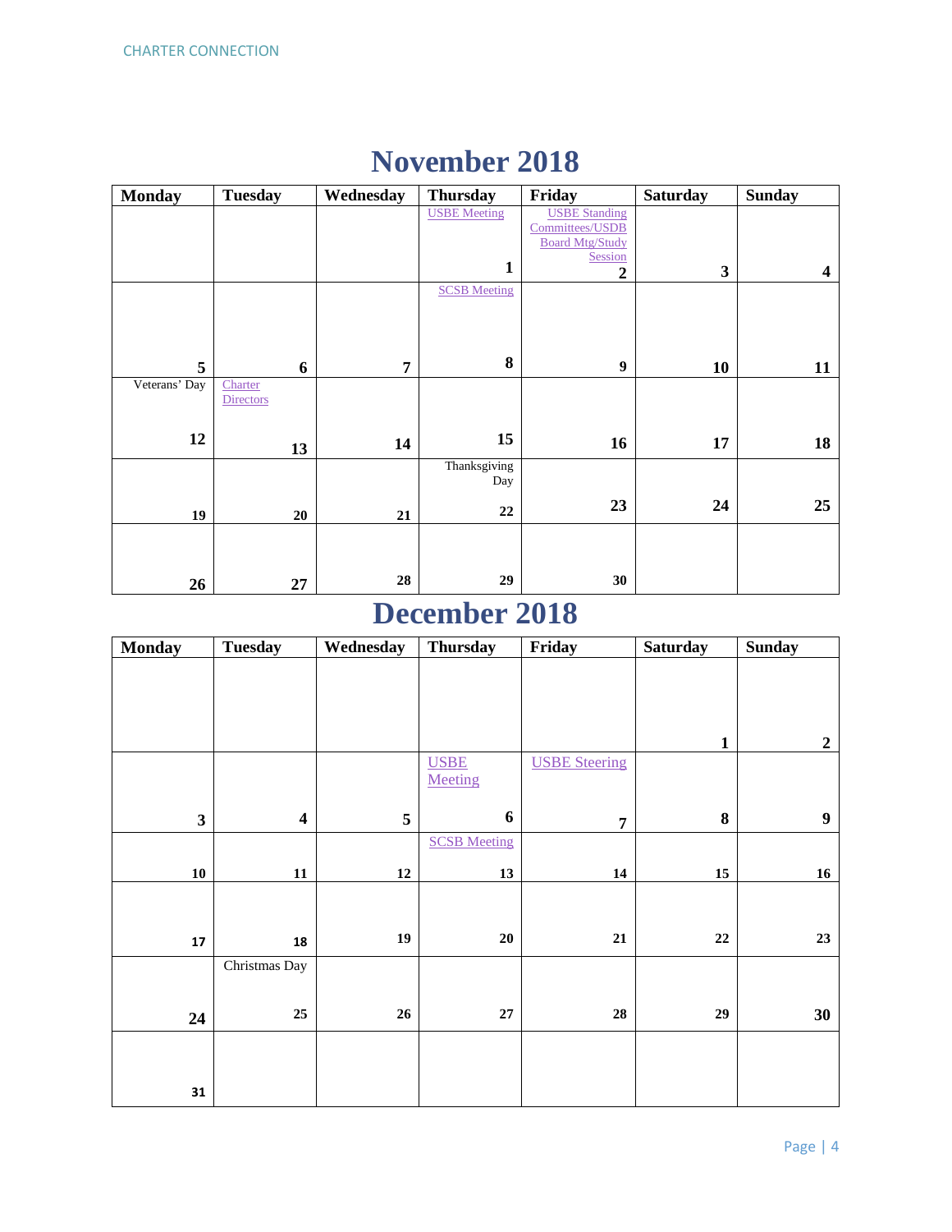# November 2018

| Monday | Tuesday | Wednesday | Thursday | Friday | Saturday | Sunday |
|---|---|---|---|---|---|---|
| | | | USBE Meeting 1 | USBE Standing Committees/USDB Board Mtg/Study Session 2 | 3 | 4 |
| 5 | 6 | 7 | SCSB Meeting 8 | 9 | 10 | 11 |
| Veterans' Day 12 | Charter Directors 13 | 14 | 15 | 16 | 17 | 18 |
| 19 | 20 | 21 | Thanksgiving Day 22 | 23 | 24 | 25 |
| 26 | 27 | 28 | 29 | 30 | | |

# December 2018

| Monday | Tuesday | Wednesday | Thursday | Friday | Saturday | Sunday |
|---|---|---|---|---|---|---|
| | | | | | 1 | 2 |
| 3 | 4 | 5 | USBE Meeting 6 | USBE Steering 7 | 8 | 9 |
| 10 | 11 | 12 | SCSB Meeting 13 | 14 | 15 | 16 |
| 17 | 18 | 19 | 20 | 21 | 22 | 23 |
| 24 | Christmas Day 25 | 26 | 27 | 28 | 29 | 30 |
| 31 | | | | | | |